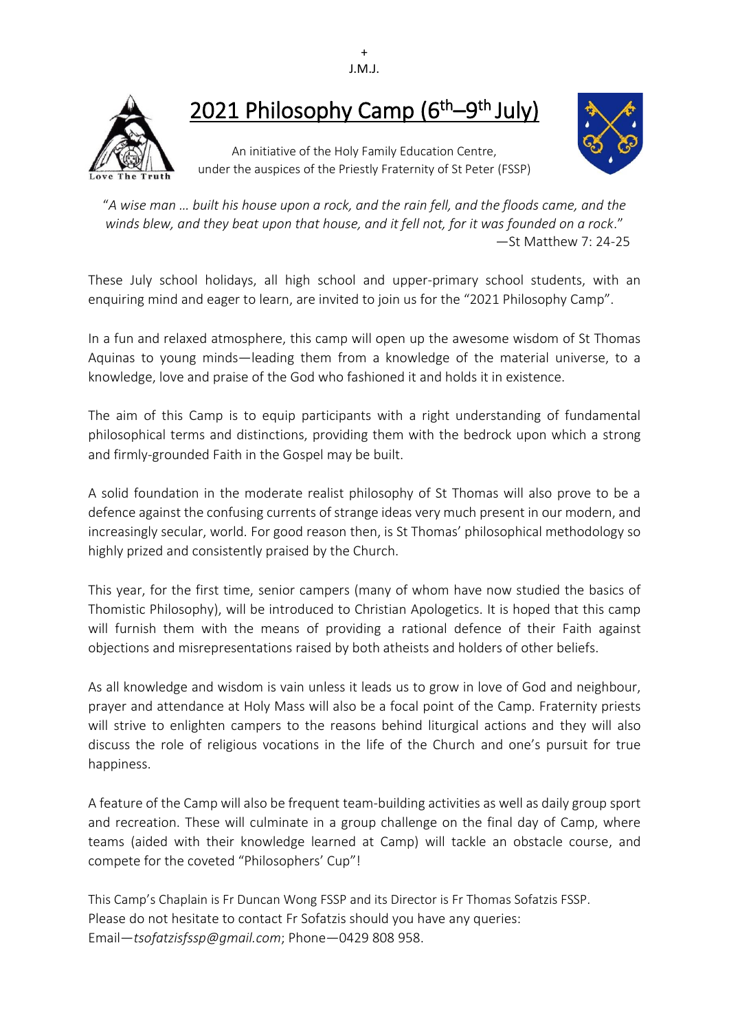+
J.M.J.

# 2021 Philosophy Camp (6th–9th July)

An initiative of the Holy Family Education Centre,
under the auspices of the Priestly Fraternity of St Peter (FSSP)

"*A wise man … built his house upon a rock, and the rain fell, and the floods came, and the winds blew, and they beat upon that house, and it fell not, for it was founded on a rock*."
—St Matthew 7: 24-25

These July school holidays, all high school and upper-primary school students, with an enquiring mind and eager to learn, are invited to join us for the "2021 Philosophy Camp".

In a fun and relaxed atmosphere, this camp will open up the awesome wisdom of St Thomas Aquinas to young minds—leading them from a knowledge of the material universe, to a knowledge, love and praise of the God who fashioned it and holds it in existence.

The aim of this Camp is to equip participants with a right understanding of fundamental philosophical terms and distinctions, providing them with the bedrock upon which a strong and firmly-grounded Faith in the Gospel may be built.

A solid foundation in the moderate realist philosophy of St Thomas will also prove to be a defence against the confusing currents of strange ideas very much present in our modern, and increasingly secular, world. For good reason then, is St Thomas' philosophical methodology so highly prized and consistently praised by the Church.

This year, for the first time, senior campers (many of whom have now studied the basics of Thomistic Philosophy), will be introduced to Christian Apologetics. It is hoped that this camp will furnish them with the means of providing a rational defence of their Faith against objections and misrepresentations raised by both atheists and holders of other beliefs.

As all knowledge and wisdom is vain unless it leads us to grow in love of God and neighbour, prayer and attendance at Holy Mass will also be a focal point of the Camp. Fraternity priests will strive to enlighten campers to the reasons behind liturgical actions and they will also discuss the role of religious vocations in the life of the Church and one's pursuit for true happiness.

A feature of the Camp will also be frequent team-building activities as well as daily group sport and recreation. These will culminate in a group challenge on the final day of Camp, where teams (aided with their knowledge learned at Camp) will tackle an obstacle course, and compete for the coveted "Philosophers' Cup"!

This Camp's Chaplain is Fr Duncan Wong FSSP and its Director is Fr Thomas Sofatzis FSSP.
Please do not hesitate to contact Fr Sofatzis should you have any queries:
Email—*tsofatzisfssp@gmail.com*; Phone—0429 808 958.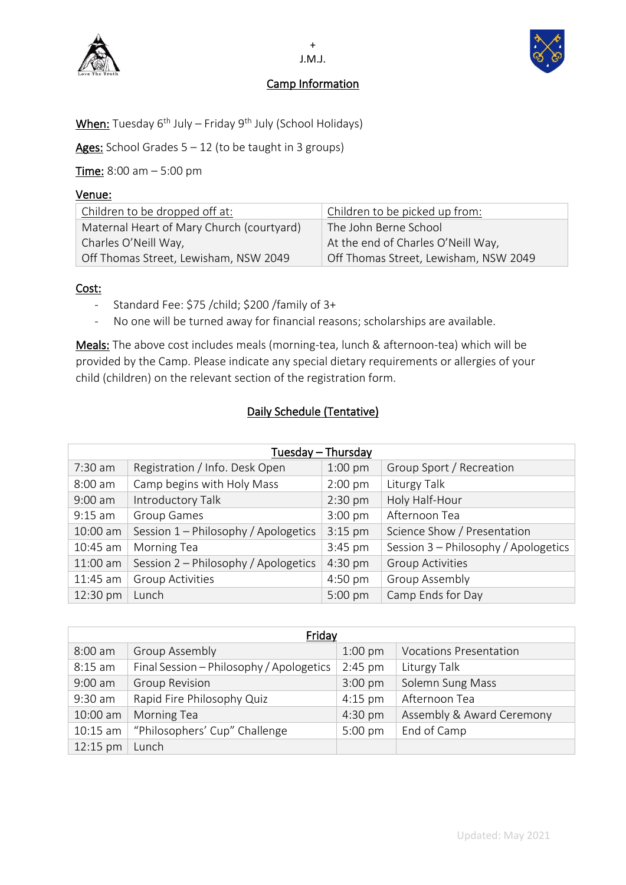+
J.M.J.

# Camp Information

**When:** Tuesday 6th July – Friday 9th July (School Holidays)

**Ages:** School Grades 5 – 12 (to be taught in 3 groups)

**Time:** 8:00 am – 5:00 pm

**Venue:**

| Children to be dropped off at: | Children to be picked up from: |
| --- | --- |
| Maternal Heart of Mary Church (courtyard)<br>Charles O'Neill Way,<br>Off Thomas Street, Lewisham, NSW 2049 | The John Berne School<br>At the end of Charles O'Neill Way,<br>Off Thomas Street, Lewisham, NSW 2049 |

**Cost:**

- Standard Fee: $75 /child; $200 /family of 3+
- No one will be turned away for financial reasons; scholarships are available.

**Meals:** The above cost includes meals (morning-tea, lunch & afternoon-tea) which will be provided by the Camp. Please indicate any special dietary requirements or allergies of your child (children) on the relevant section of the registration form.

## Daily Schedule (Tentative)

| Tuesday – Thursday | | | |
| --- | --- | --- | --- |
| 7:30 am | Registration / Info. Desk Open | 1:00 pm | Group Sport / Recreation |
| 8:00 am | Camp begins with Holy Mass | 2:00 pm | Liturgy Talk |
| 9:00 am | Introductory Talk | 2:30 pm | Holy Half-Hour |
| 9:15 am | Group Games | 3:00 pm | Afternoon Tea |
| 10:00 am | Session 1 – Philosophy / Apologetics | 3:15 pm | Science Show / Presentation |
| 10:45 am | Morning Tea | 3:45 pm | Session 3 – Philosophy / Apologetics |
| 11:00 am | Session 2 – Philosophy / Apologetics | 4:30 pm | Group Activities |
| 11:45 am | Group Activities | 4:50 pm | Group Assembly |
| 12:30 pm | Lunch | 5:00 pm | Camp Ends for Day |

| Friday | | | |
| --- | --- | --- | --- |
| 8:00 am | Group Assembly | 1:00 pm | Vocations Presentation |
| 8:15 am | Final Session – Philosophy / Apologetics | 2:45 pm | Liturgy Talk |
| 9:00 am | Group Revision | 3:00 pm | Solemn Sung Mass |
| 9:30 am | Rapid Fire Philosophy Quiz | 4:15 pm | Afternoon Tea |
| 10:00 am | Morning Tea | 4:30 pm | Assembly & Award Ceremony |
| 10:15 am | "Philosophers' Cup" Challenge | 5:00 pm | End of Camp |
| 12:15 pm | Lunch | | |

Updated: May 2021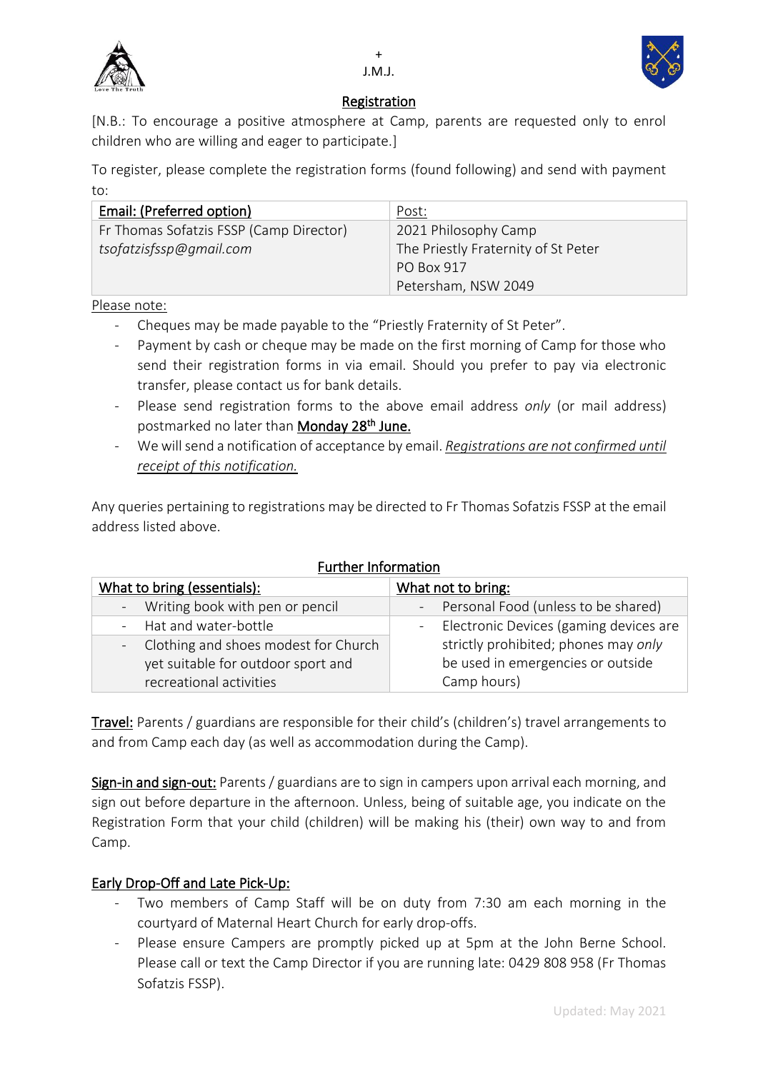+
J.M.J.

## Registration

[N.B.: To encourage a positive atmosphere at Camp, parents are requested only to enrol children who are willing and eager to participate.]

To register, please complete the registration forms (found following) and send with payment to:

| **Email: (Preferred option)** | Post: |
|---|---|
| Fr Thomas Sofatzis FSSP (Camp Director)<br>*tsofatzisfssp@gmail.com* | 2021 Philosophy Camp<br>The Priestly Fraternity of St Peter<br>PO Box 917<br>Petersham, NSW 2049 |

Please note:

- Cheques may be made payable to the "Priestly Fraternity of St Peter".
- Payment by cash or cheque may be made on the first morning of Camp for those who send their registration forms in via email. Should you prefer to pay via electronic transfer, please contact us for bank details.
- Please send registration forms to the above email address *only* (or mail address) postmarked no later than **Monday 28th June.**
- We will send a notification of acceptance by email. *Registrations are not confirmed until receipt of this notification.*

Any queries pertaining to registrations may be directed to Fr Thomas Sofatzis FSSP at the email address listed above.

## Further Information

| **What to bring (essentials):** | **What not to bring:** |
|---|---|
| - Writing book with pen or pencil | - Personal Food (unless to be shared) |
| - Hat and water-bottle<br>- Clothing and shoes modest for Church yet suitable for outdoor sport and recreational activities | - Electronic Devices (gaming devices are strictly prohibited; phones may *only* be used in emergencies or outside Camp hours) |

**Travel:** Parents / guardians are responsible for their child's (children's) travel arrangements to and from Camp each day (as well as accommodation during the Camp).

**Sign-in and sign-out:** Parents / guardians are to sign in campers upon arrival each morning, and sign out before departure in the afternoon. Unless, being of suitable age, you indicate on the Registration Form that your child (children) will be making his (their) own way to and from Camp.

**Early Drop-Off and Late Pick-Up:**

- Two members of Camp Staff will be on duty from 7:30 am each morning in the courtyard of Maternal Heart Church for early drop-offs.
- Please ensure Campers are promptly picked up at 5pm at the John Berne School. Please call or text the Camp Director if you are running late: 0429 808 958 (Fr Thomas Sofatzis FSSP).

Updated: May 2021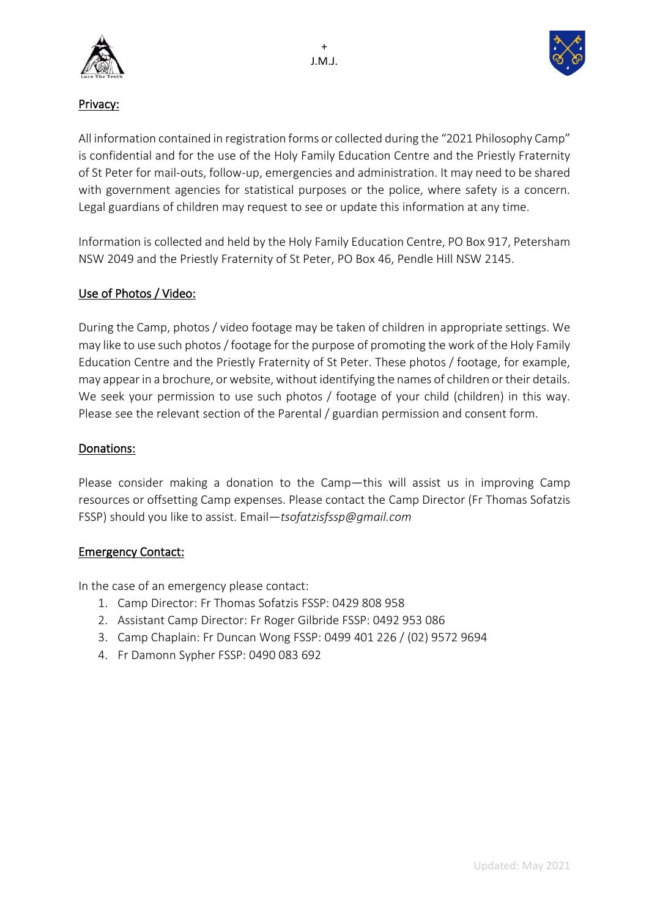+
J.M.J.

## Privacy:

All information contained in registration forms or collected during the "2021 Philosophy Camp" is confidential and for the use of the Holy Family Education Centre and the Priestly Fraternity of St Peter for mail-outs, follow-up, emergencies and administration. It may need to be shared with government agencies for statistical purposes or the police, where safety is a concern. Legal guardians of children may request to see or update this information at any time.

Information is collected and held by the Holy Family Education Centre, PO Box 917, Petersham NSW 2049 and the Priestly Fraternity of St Peter, PO Box 46, Pendle Hill NSW 2145.

## Use of Photos / Video:

During the Camp, photos / video footage may be taken of children in appropriate settings. We may like to use such photos / footage for the purpose of promoting the work of the Holy Family Education Centre and the Priestly Fraternity of St Peter. These photos / footage, for example, may appear in a brochure, or website, without identifying the names of children or their details. We seek your permission to use such photos / footage of your child (children) in this way. Please see the relevant section of the Parental / guardian permission and consent form.

## Donations:

Please consider making a donation to the Camp—this will assist us in improving Camp resources or offsetting Camp expenses. Please contact the Camp Director (Fr Thomas Sofatzis FSSP) should you like to assist. Email—*tsofatzisfssp@gmail.com*

## Emergency Contact:

In the case of an emergency please contact:

1. Camp Director: Fr Thomas Sofatzis FSSP: 0429 808 958
2. Assistant Camp Director: Fr Roger Gilbride FSSP: 0492 953 086
3. Camp Chaplain: Fr Duncan Wong FSSP: 0499 401 226 / (02) 9572 9694
4. Fr Damonn Sypher FSSP: 0490 083 692

Updated: May 2021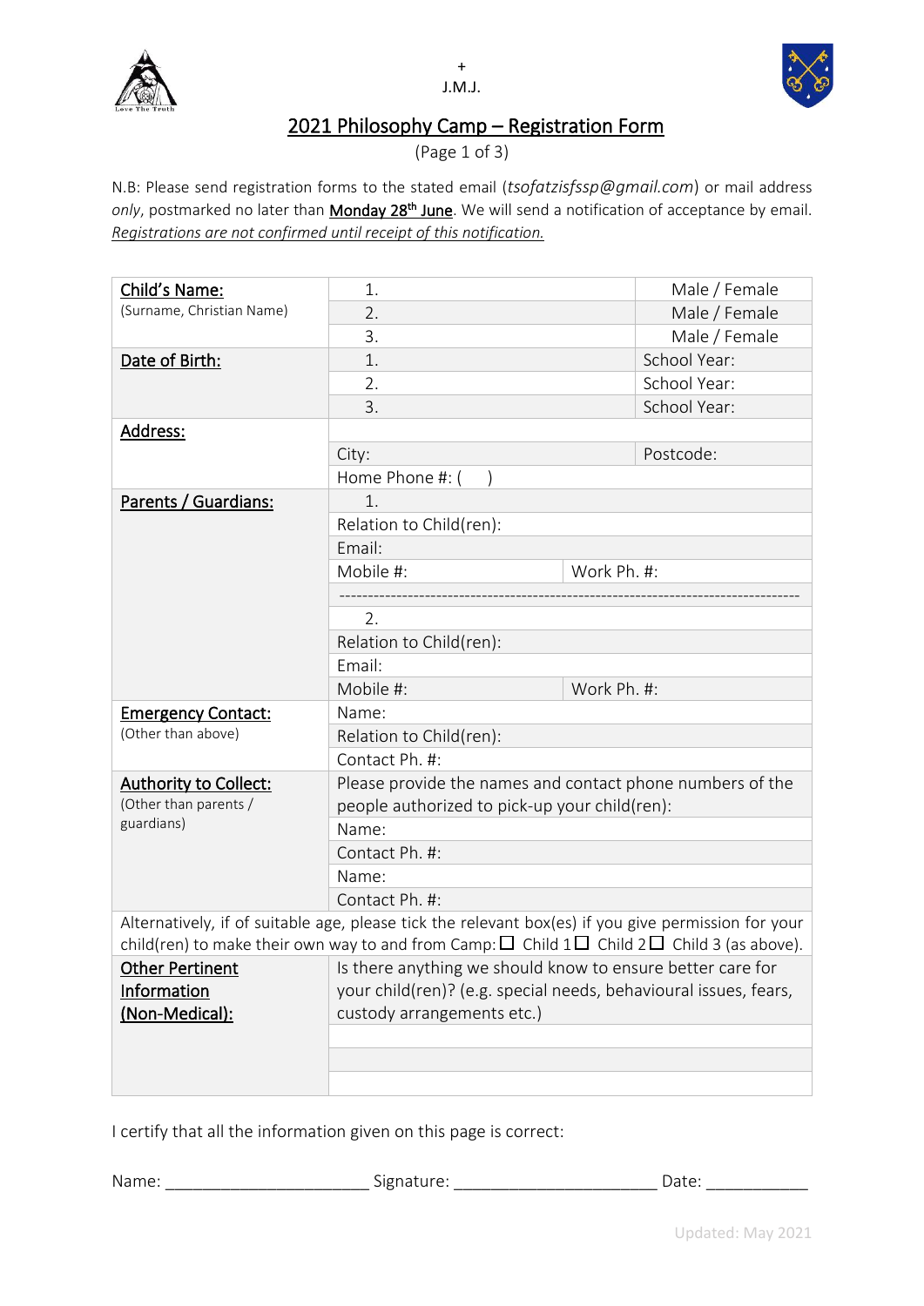+
J.M.J.

# 2021 Philosophy Camp – Registration Form

(Page 1 of 3)

N.B: Please send registration forms to the stated email (*tsofatzisfssp@gmail.com*) or mail address *only*, postmarked no later than **Monday 28th June**. We will send a notification of acceptance by email. *Registrations are not confirmed until receipt of this notification.*

| | | | |
|---|---|---|---|
| **Child's Name:** (Surname, Christian Name) | 1. | | Male / Female |
| | 2. | | Male / Female |
| | 3. | | Male / Female |
| **Date of Birth:** | 1. | | School Year: |
| | 2. | | School Year: |
| | 3. | | School Year: |
| **Address:** | | | |
| | City: | | Postcode: |
| | Home Phone #: ( ) | | |
| **Parents / Guardians:** | 1. | | |
| | Relation to Child(ren): | | |
| | Email: | | |
| | Mobile #: | Work Ph. #: | |
| | ------------------------------------------------------------------------------- | | |
| | 2. | | |
| | Relation to Child(ren): | | |
| | Email: | | |
| | Mobile #: | Work Ph. #: | |
| **Emergency Contact:** (Other than above) | Name: | | |
| | Relation to Child(ren): | | |
| | Contact Ph. #: | | |
| **Authority to Collect:** (Other than parents / guardians) | Please provide the names and contact phone numbers of the people authorized to pick-up your child(ren): | | |
| | Name: | | |
| | Contact Ph. #: | | |
| | Name: | | |
| | Contact Ph. #: | | |
| Alternatively, if of suitable age, please tick the relevant box(es) if you give permission for your child(ren) to make their own way to and from Camp: ☐ Child 1 ☐ Child 2 ☐ Child 3 (as above). | | | |
| **Other Pertinent Information (Non-Medical):** | Is there anything we should know to ensure better care for your child(ren)? (e.g. special needs, behavioural issues, fears, custody arrangements etc.) | | |
| | | | |
| | | | |
| | | | |

I certify that all the information given on this page is correct:

Name: ______________________ Signature: ______________________ Date: ___________

Updated: May 2021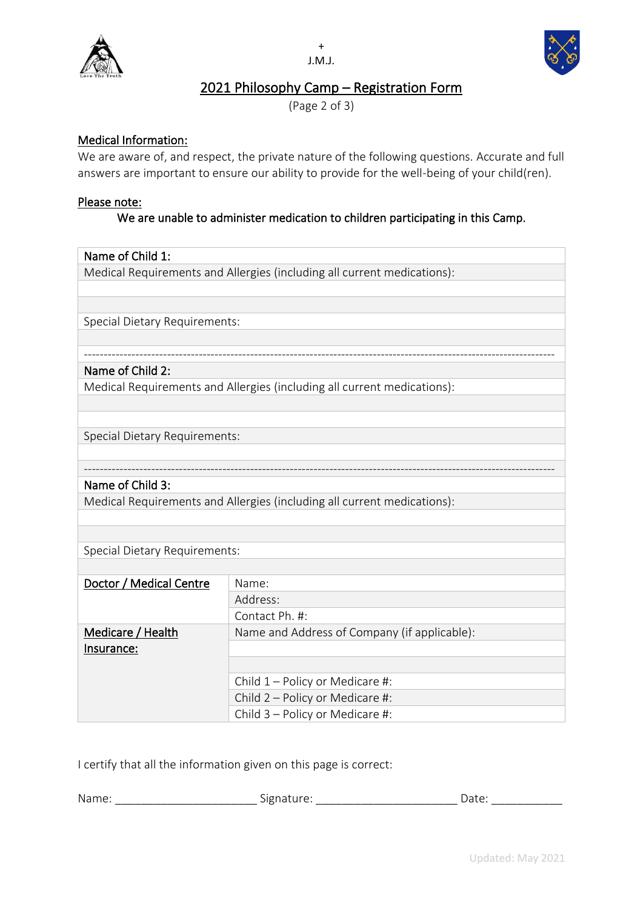+
J.M.J.

# 2021 Philosophy Camp – Registration Form

(Page 2 of 3)

## Medical Information:

We are aware of, and respect, the private nature of the following questions. Accurate and full answers are important to ensure our ability to provide for the well-being of your child(ren).

**Please note:**

**We are unable to administer medication to children participating in this Camp.**

| Name of Child 1: |
|---|
| Medical Requirements and Allergies (including all current medications): |
| |
| |
| Special Dietary Requirements: |
| |
| ---------------------------------------------------------------------------------------------------------------------- |
| Name of Child 2: |
| Medical Requirements and Allergies (including all current medications): |
| |
| |
| Special Dietary Requirements: |
| |
| ---------------------------------------------------------------------------------------------------------------------- |
| Name of Child 3: |
| Medical Requirements and Allergies (including all current medications): |
| |
| |
| Special Dietary Requirements: |
| |

| | |
|---|---|
| Doctor / Medical Centre | Name: |
| | Address: |
| | Contact Ph. #: |
| Medicare / Health Insurance: | Name and Address of Company (if applicable): |
| | |
| | |
| | Child 1 – Policy or Medicare #: |
| | Child 2 – Policy or Medicare #: |
| | Child 3 – Policy or Medicare #: |

I certify that all the information given on this page is correct:

Name: ______________________ Signature: ______________________ Date: ___________

Updated: May 2021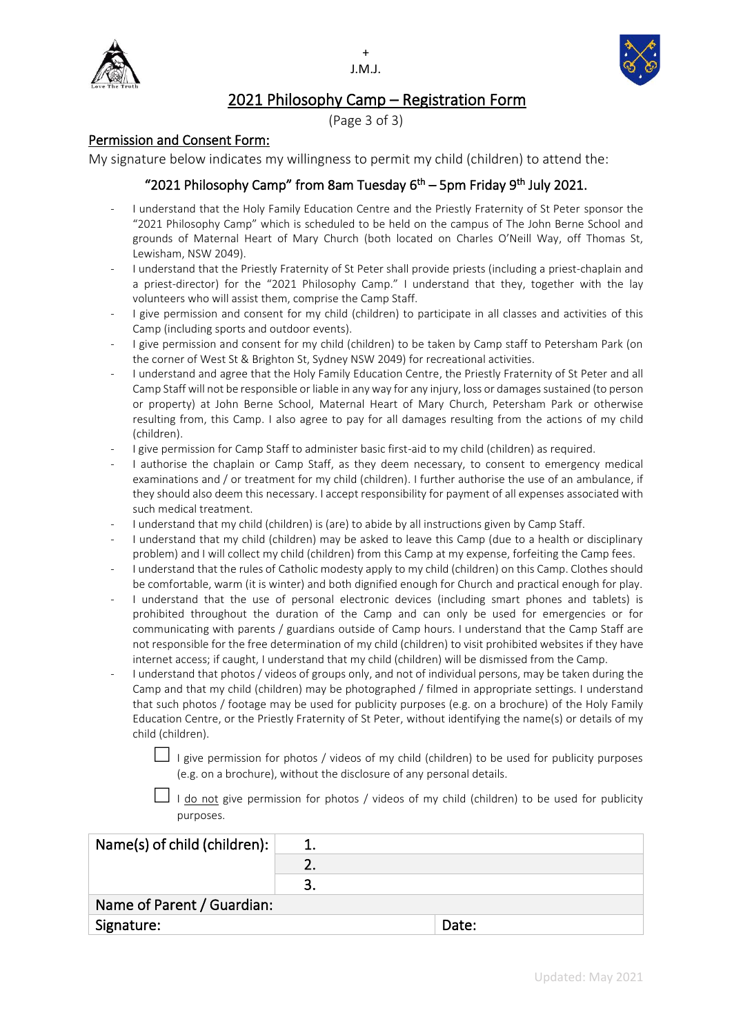+

J.M.J.

# 2021 Philosophy Camp – Registration Form

(Page 3 of 3)

## Permission and Consent Form:

My signature below indicates my willingness to permit my child (children) to attend the:

### "2021 Philosophy Camp" from 8am Tuesday 6th – 5pm Friday 9th July 2021.

- I understand that the Holy Family Education Centre and the Priestly Fraternity of St Peter sponsor the "2021 Philosophy Camp" which is scheduled to be held on the campus of The John Berne School and grounds of Maternal Heart of Mary Church (both located on Charles O'Neill Way, off Thomas St, Lewisham, NSW 2049).
- I understand that the Priestly Fraternity of St Peter shall provide priests (including a priest-chaplain and a priest-director) for the "2021 Philosophy Camp." I understand that they, together with the lay volunteers who will assist them, comprise the Camp Staff.
- I give permission and consent for my child (children) to participate in all classes and activities of this Camp (including sports and outdoor events).
- I give permission and consent for my child (children) to be taken by Camp staff to Petersham Park (on the corner of West St & Brighton St, Sydney NSW 2049) for recreational activities.
- I understand and agree that the Holy Family Education Centre, the Priestly Fraternity of St Peter and all Camp Staff will not be responsible or liable in any way for any injury, loss or damages sustained (to person or property) at John Berne School, Maternal Heart of Mary Church, Petersham Park or otherwise resulting from, this Camp. I also agree to pay for all damages resulting from the actions of my child (children).
- I give permission for Camp Staff to administer basic first-aid to my child (children) as required.
- I authorise the chaplain or Camp Staff, as they deem necessary, to consent to emergency medical examinations and / or treatment for my child (children). I further authorise the use of an ambulance, if they should also deem this necessary. I accept responsibility for payment of all expenses associated with such medical treatment.
- I understand that my child (children) is (are) to abide by all instructions given by Camp Staff.
- I understand that my child (children) may be asked to leave this Camp (due to a health or disciplinary problem) and I will collect my child (children) from this Camp at my expense, forfeiting the Camp fees.
- I understand that the rules of Catholic modesty apply to my child (children) on this Camp. Clothes should be comfortable, warm (it is winter) and both dignified enough for Church and practical enough for play.
- I understand that the use of personal electronic devices (including smart phones and tablets) is prohibited throughout the duration of the Camp and can only be used for emergencies or for communicating with parents / guardians outside of Camp hours. I understand that the Camp Staff are not responsible for the free determination of my child (children) to visit prohibited websites if they have internet access; if caught, I understand that my child (children) will be dismissed from the Camp.
- I understand that photos / videos of groups only, and not of individual persons, may be taken during the Camp and that my child (children) may be photographed / filmed in appropriate settings. I understand that such photos / footage may be used for publicity purposes (e.g. on a brochure) of the Holy Family Education Centre, or the Priestly Fraternity of St Peter, without identifying the name(s) or details of my child (children).

  ☐ I give permission for photos / videos of my child (children) to be used for publicity purposes (e.g. on a brochure), without the disclosure of any personal details.

  ☐ I do not give permission for photos / videos of my child (children) to be used for publicity purposes.

| | | |
|---|---|---|
| Name(s) of child (children): | 1. | |
| | 2. | |
| | 3. | |
| Name of Parent / Guardian: | | |
| Signature: | | Date: |

Updated: May 2021